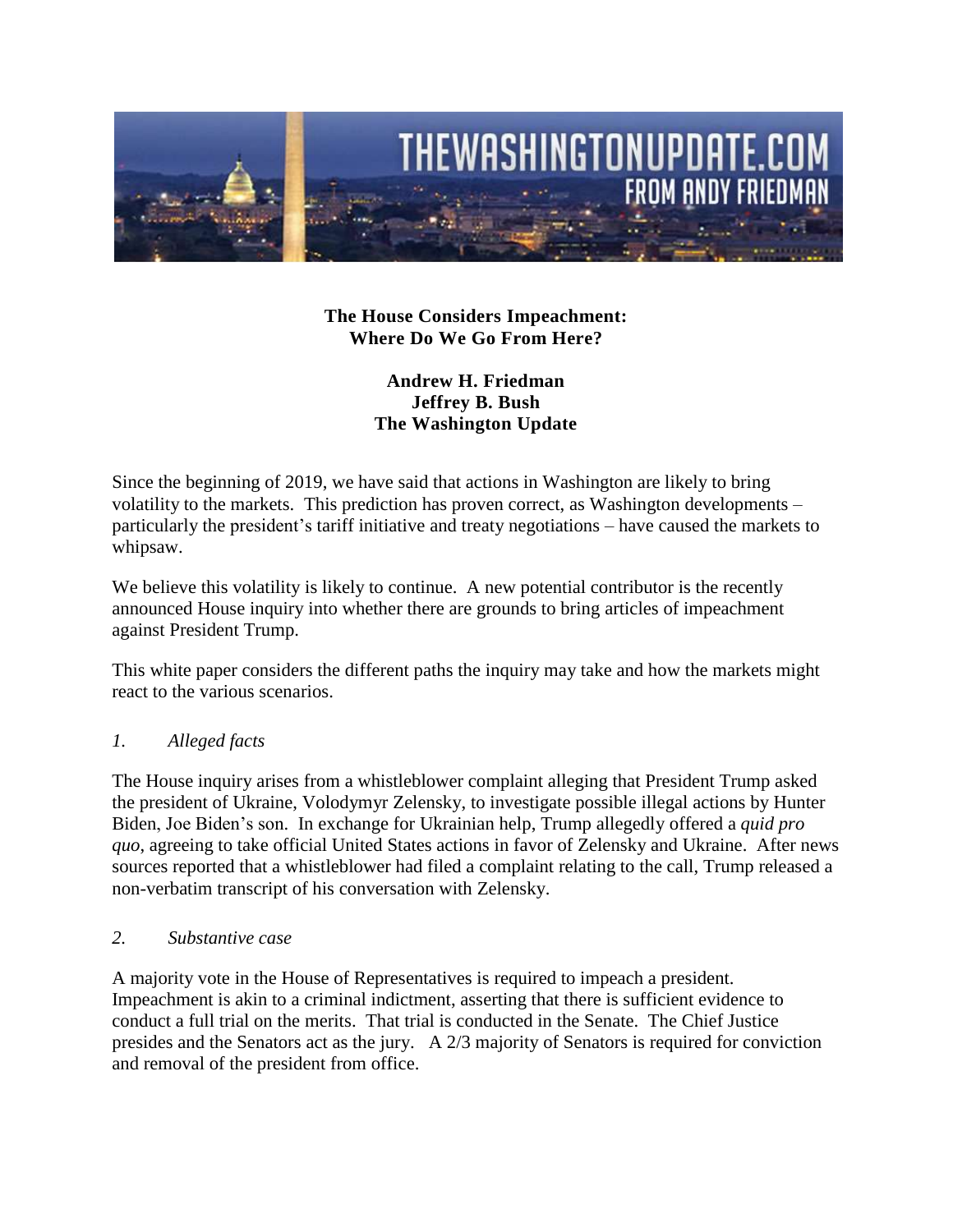THEWASHINGTONUPDATE.COM
FROM ANDY FRIEDMAN

# The House Considers Impeachment: Where Do We Go From Here?

**Andrew H. Friedman**
**Jeffrey B. Bush**
**The Washington Update**

Since the beginning of 2019, we have said that actions in Washington are likely to bring volatility to the markets. This prediction has proven correct, as Washington developments – particularly the president's tariff initiative and treaty negotiations – have caused the markets to whipsaw.

We believe this volatility is likely to continue. A new potential contributor is the recently announced House inquiry into whether there are grounds to bring articles of impeachment against President Trump.

This white paper considers the different paths the inquiry may take and how the markets might react to the various scenarios.

## *1. Alleged facts*

The House inquiry arises from a whistleblower complaint alleging that President Trump asked the president of Ukraine, Volodymyr Zelensky, to investigate possible illegal actions by Hunter Biden, Joe Biden's son. In exchange for Ukrainian help, Trump allegedly offered a *quid pro quo*, agreeing to take official United States actions in favor of Zelensky and Ukraine. After news sources reported that a whistleblower had filed a complaint relating to the call, Trump released a non-verbatim transcript of his conversation with Zelensky.

## *2. Substantive case*

A majority vote in the House of Representatives is required to impeach a president. Impeachment is akin to a criminal indictment, asserting that there is sufficient evidence to conduct a full trial on the merits. That trial is conducted in the Senate. The Chief Justice presides and the Senators act as the jury. A 2/3 majority of Senators is required for conviction and removal of the president from office.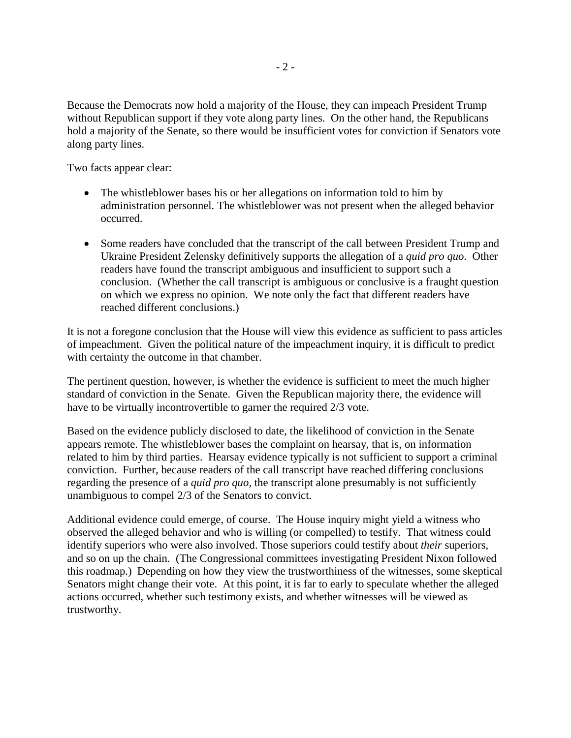Because the Democrats now hold a majority of the House, they can impeach President Trump without Republican support if they vote along party lines. On the other hand, the Republicans hold a majority of the Senate, so there would be insufficient votes for conviction if Senators vote along party lines.

Two facts appear clear:

- The whistleblower bases his or her allegations on information told to him by administration personnel. The whistleblower was not present when the alleged behavior occurred.

- Some readers have concluded that the transcript of the call between President Trump and Ukraine President Zelensky definitively supports the allegation of a *quid pro quo*. Other readers have found the transcript ambiguous and insufficient to support such a conclusion. (Whether the call transcript is ambiguous or conclusive is a fraught question on which we express no opinion. We note only the fact that different readers have reached different conclusions.)

It is not a foregone conclusion that the House will view this evidence as sufficient to pass articles of impeachment. Given the political nature of the impeachment inquiry, it is difficult to predict with certainty the outcome in that chamber.

The pertinent question, however, is whether the evidence is sufficient to meet the much higher standard of conviction in the Senate. Given the Republican majority there, the evidence will have to be virtually incontrovertible to garner the required 2/3 vote.

Based on the evidence publicly disclosed to date, the likelihood of conviction in the Senate appears remote. The whistleblower bases the complaint on hearsay, that is, on information related to him by third parties. Hearsay evidence typically is not sufficient to support a criminal conviction. Further, because readers of the call transcript have reached differing conclusions regarding the presence of a *quid pro quo*, the transcript alone presumably is not sufficiently unambiguous to compel 2/3 of the Senators to convict.

Additional evidence could emerge, of course. The House inquiry might yield a witness who observed the alleged behavior and who is willing (or compelled) to testify. That witness could identify superiors who were also involved. Those superiors could testify about *their* superiors, and so on up the chain. (The Congressional committees investigating President Nixon followed this roadmap.) Depending on how they view the trustworthiness of the witnesses, some skeptical Senators might change their vote. At this point, it is far to early to speculate whether the alleged actions occurred, whether such testimony exists, and whether witnesses will be viewed as trustworthy.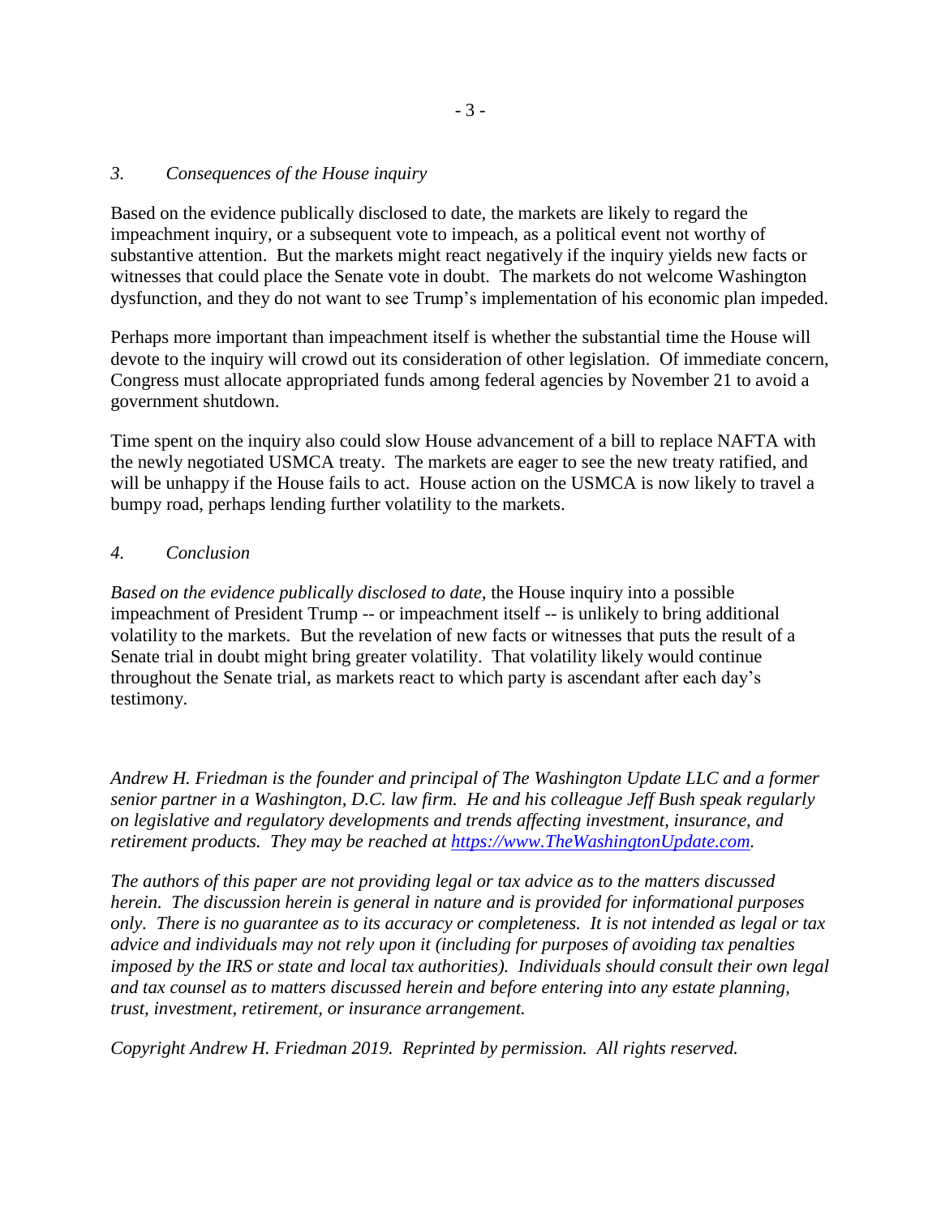### *3. Consequences of the House inquiry*

Based on the evidence publically disclosed to date, the markets are likely to regard the impeachment inquiry, or a subsequent vote to impeach, as a political event not worthy of substantive attention. But the markets might react negatively if the inquiry yields new facts or witnesses that could place the Senate vote in doubt. The markets do not welcome Washington dysfunction, and they do not want to see Trump's implementation of his economic plan impeded.

Perhaps more important than impeachment itself is whether the substantial time the House will devote to the inquiry will crowd out its consideration of other legislation. Of immediate concern, Congress must allocate appropriated funds among federal agencies by November 21 to avoid a government shutdown.

Time spent on the inquiry also could slow House advancement of a bill to replace NAFTA with the newly negotiated USMCA treaty. The markets are eager to see the new treaty ratified, and will be unhappy if the House fails to act. House action on the USMCA is now likely to travel a bumpy road, perhaps lending further volatility to the markets.

### *4. Conclusion*

*Based on the evidence publically disclosed to date*, the House inquiry into a possible impeachment of President Trump -- or impeachment itself -- is unlikely to bring additional volatility to the markets. But the revelation of new facts or witnesses that puts the result of a Senate trial in doubt might bring greater volatility. That volatility likely would continue throughout the Senate trial, as markets react to which party is ascendant after each day's testimony.

*Andrew H. Friedman is the founder and principal of The Washington Update LLC and a former senior partner in a Washington, D.C. law firm. He and his colleague Jeff Bush speak regularly on legislative and regulatory developments and trends affecting investment, insurance, and retirement products. They may be reached at [https://www.TheWashingtonUpdate.com](https://www.TheWashingtonUpdate.com).*

*The authors of this paper are not providing legal or tax advice as to the matters discussed herein. The discussion herein is general in nature and is provided for informational purposes only. There is no guarantee as to its accuracy or completeness. It is not intended as legal or tax advice and individuals may not rely upon it (including for purposes of avoiding tax penalties imposed by the IRS or state and local tax authorities). Individuals should consult their own legal and tax counsel as to matters discussed herein and before entering into any estate planning, trust, investment, retirement, or insurance arrangement.*

*Copyright Andrew H. Friedman 2019. Reprinted by permission. All rights reserved.*